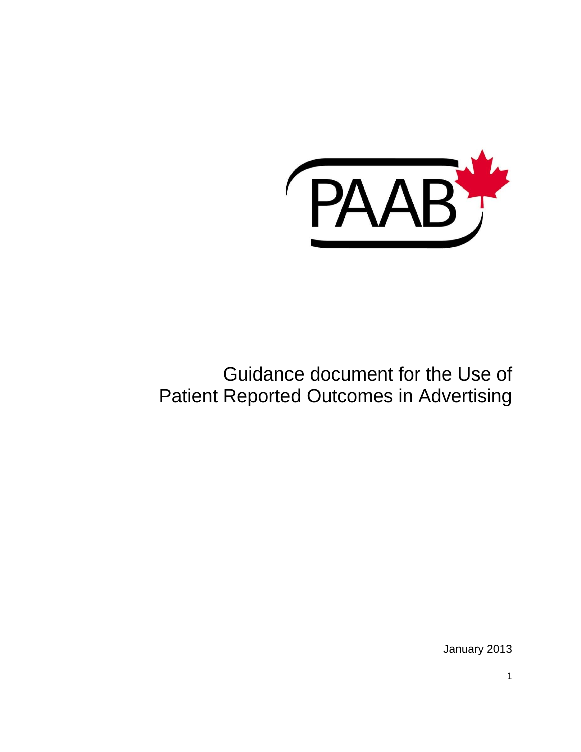PAAB

# Guidance document for the Use of Patient Reported Outcomes in Advertising

January 2013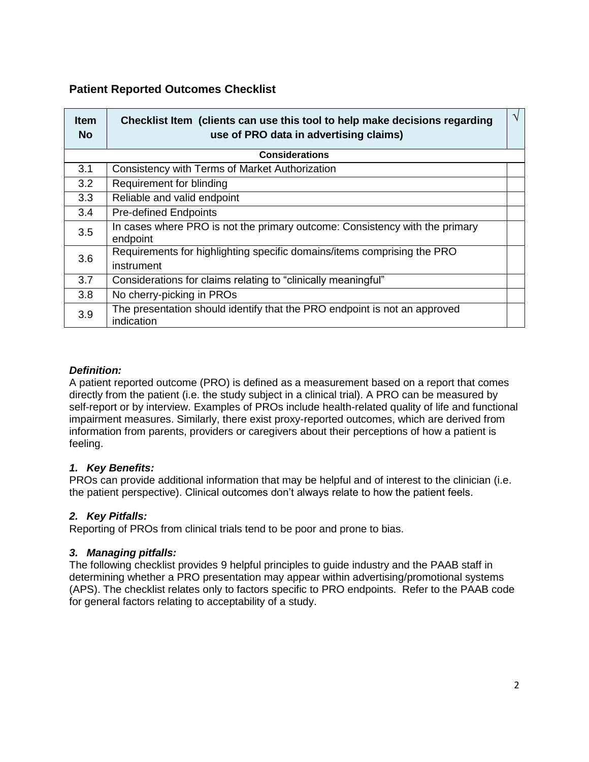## Patient Reported Outcomes Checklist

| Item No | Checklist Item (clients can use this tool to help make decisions regarding use of PRO data in advertising claims) | √ |
|---|---|---|
| | **Considerations** | |
| 3.1 | Consistency with Terms of Market Authorization | |
| 3.2 | Requirement for blinding | |
| 3.3 | Reliable and valid endpoint | |
| 3.4 | Pre-defined Endpoints | |
| 3.5 | In cases where PRO is not the primary outcome: Consistency with the primary endpoint | |
| 3.6 | Requirements for highlighting specific domains/items comprising the PRO instrument | |
| 3.7 | Considerations for claims relating to "clinically meaningful" | |
| 3.8 | No cherry-picking in PROs | |
| 3.9 | The presentation should identify that the PRO endpoint is not an approved indication | |

***Definition:***

A patient reported outcome (PRO) is defined as a measurement based on a report that comes directly from the patient (i.e. the study subject in a clinical trial). A PRO can be measured by self-report or by interview. Examples of PROs include health-related quality of life and functional impairment measures. Similarly, there exist proxy-reported outcomes, which are derived from information from parents, providers or caregivers about their perceptions of how a patient is feeling.

***1. Key Benefits:***

PROs can provide additional information that may be helpful and of interest to the clinician (i.e. the patient perspective). Clinical outcomes don't always relate to how the patient feels.

***2. Key Pitfalls:***

Reporting of PROs from clinical trials tend to be poor and prone to bias.

***3. Managing pitfalls:***

The following checklist provides 9 helpful principles to guide industry and the PAAB staff in determining whether a PRO presentation may appear within advertising/promotional systems (APS). The checklist relates only to factors specific to PRO endpoints. Refer to the PAAB code for general factors relating to acceptability of a study.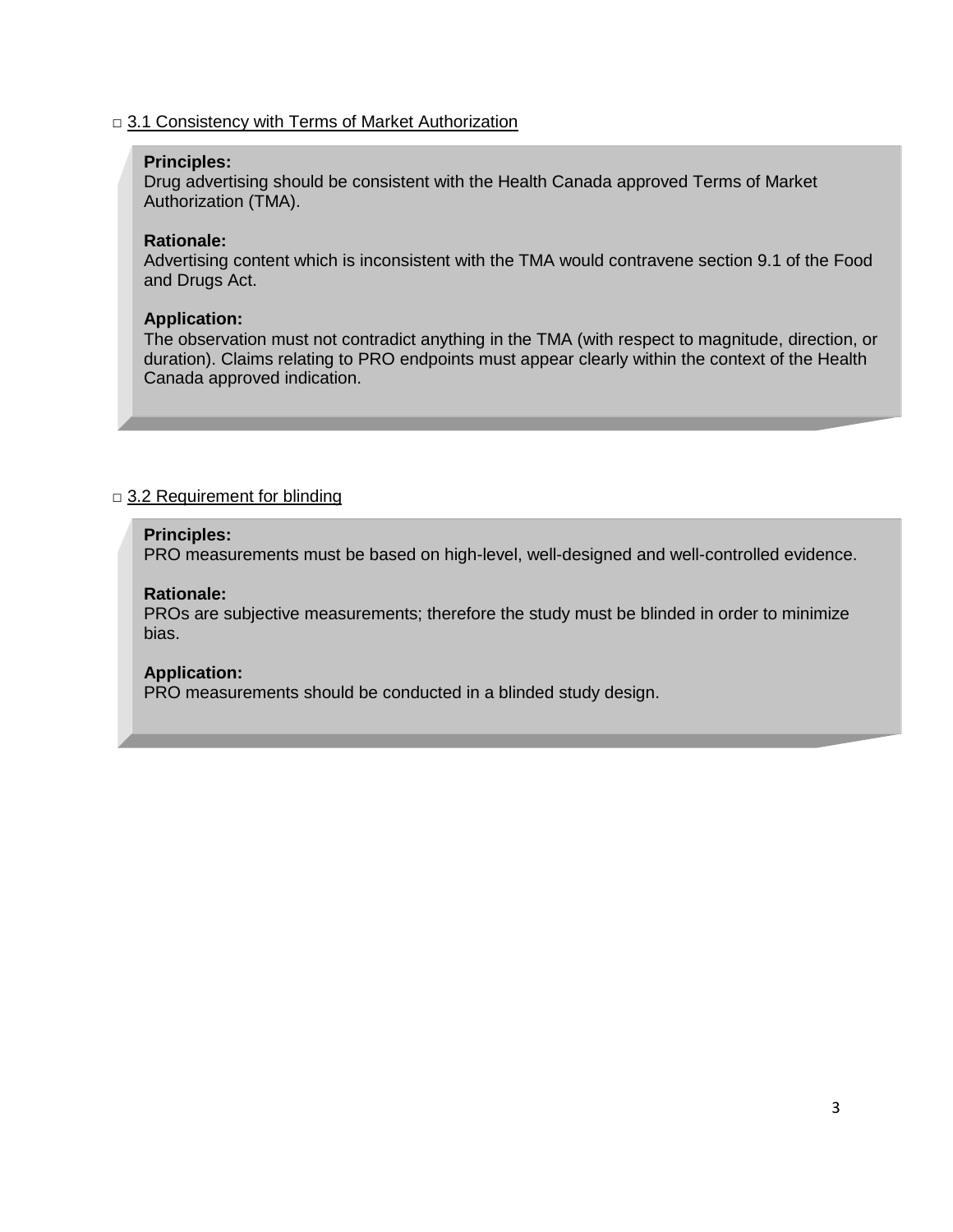□ 3.1 Consistency with Terms of Market Authorization

**Principles:**
Drug advertising should be consistent with the Health Canada approved Terms of Market Authorization (TMA).

**Rationale:**
Advertising content which is inconsistent with the TMA would contravene section 9.1 of the Food and Drugs Act.

**Application:**
The observation must not contradict anything in the TMA (with respect to magnitude, direction, or duration). Claims relating to PRO endpoints must appear clearly within the context of the Health Canada approved indication.

□ 3.2 Requirement for blinding

**Principles:**
PRO measurements must be based on high-level, well-designed and well-controlled evidence.

**Rationale:**
PROs are subjective measurements; therefore the study must be blinded in order to minimize bias.

**Application:**
PRO measurements should be conducted in a blinded study design.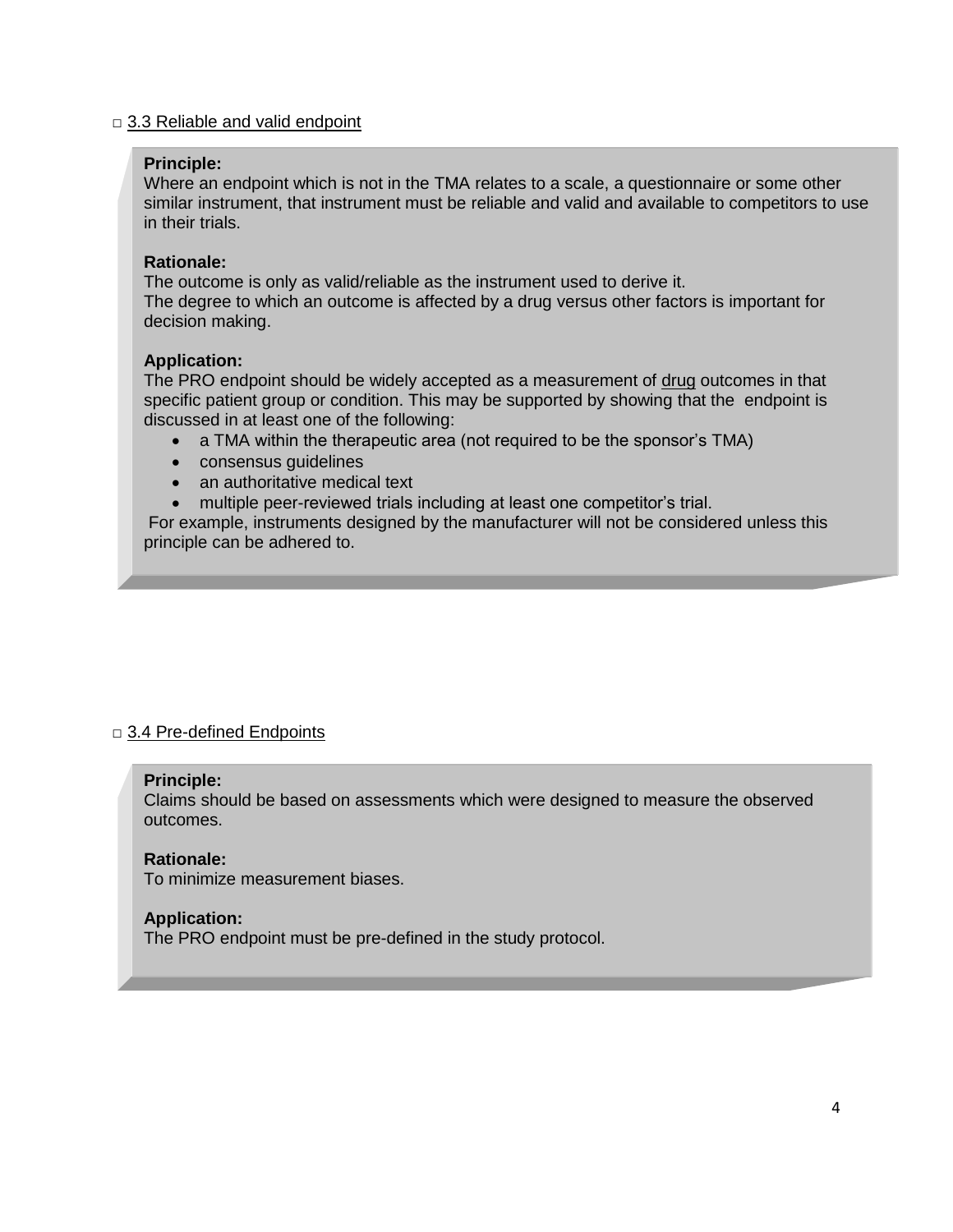□ <u>3.3 Reliable and valid endpoint</u>

**Principle:**
Where an endpoint which is not in the TMA relates to a scale, a questionnaire or some other similar instrument, that instrument must be reliable and valid and available to competitors to use in their trials.

**Rationale:**
The outcome is only as valid/reliable as the instrument used to derive it.
The degree to which an outcome is affected by a drug versus other factors is important for decision making.

**Application:**
The PRO endpoint should be widely accepted as a measurement of <u>drug</u> outcomes in that specific patient group or condition. This may be supported by showing that the endpoint is discussed in at least one of the following:

- a TMA within the therapeutic area (not required to be the sponsor's TMA)
- consensus guidelines
- an authoritative medical text
- multiple peer-reviewed trials including at least one competitor's trial.

For example, instruments designed by the manufacturer will not be considered unless this principle can be adhered to.

□ <u>3.4 Pre-defined Endpoints</u>

**Principle:**
Claims should be based on assessments which were designed to measure the observed outcomes.

**Rationale:**
To minimize measurement biases.

**Application:**
The PRO endpoint must be pre-defined in the study protocol.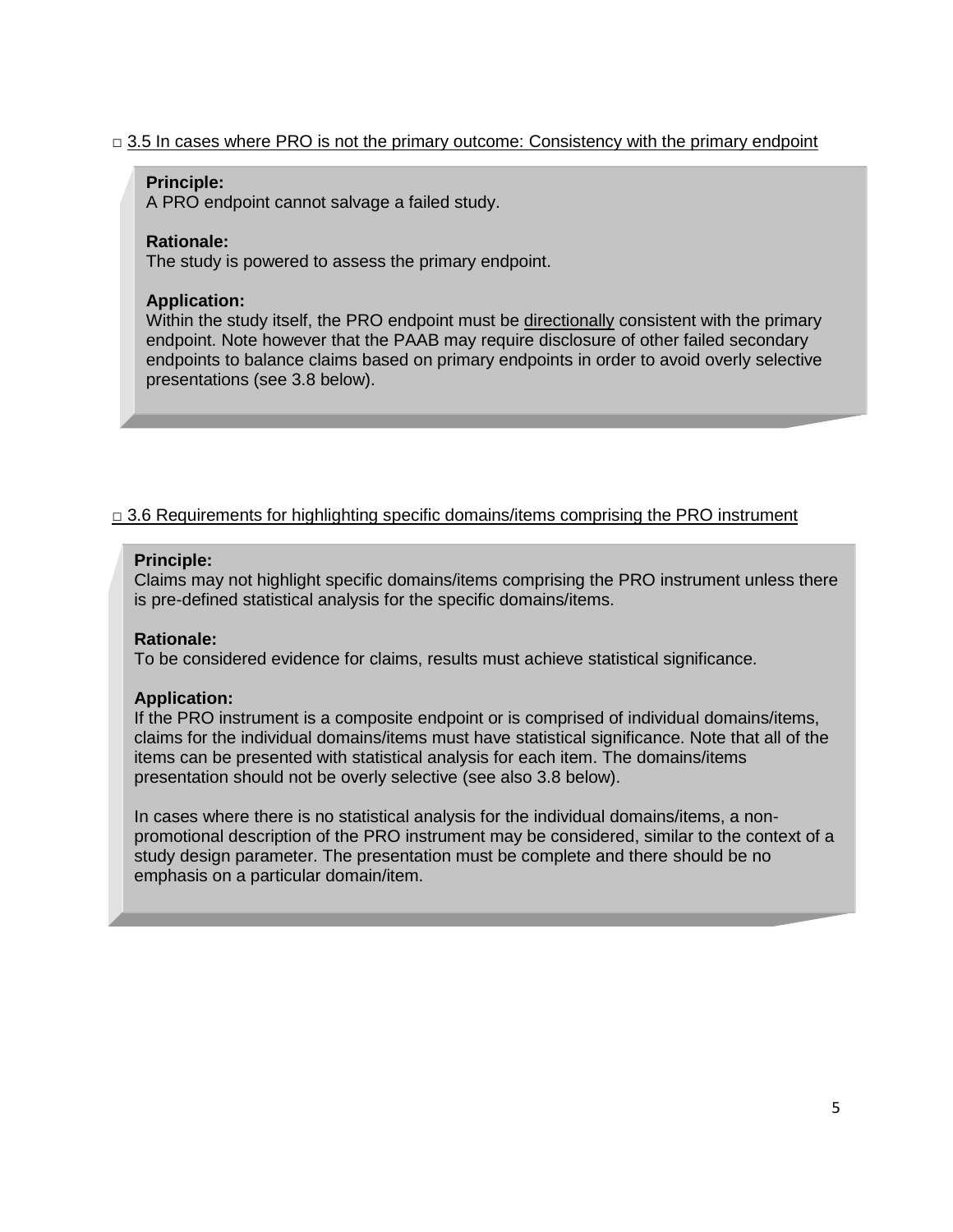□ 3.5 In cases where PRO is not the primary outcome: Consistency with the primary endpoint

**Principle:**
A PRO endpoint cannot salvage a failed study.

**Rationale:**
The study is powered to assess the primary endpoint.

**Application:**
Within the study itself, the PRO endpoint must be directionally consistent with the primary endpoint. Note however that the PAAB may require disclosure of other failed secondary endpoints to balance claims based on primary endpoints in order to avoid overly selective presentations (see 3.8 below).

□ 3.6 Requirements for highlighting specific domains/items comprising the PRO instrument

**Principle:**
Claims may not highlight specific domains/items comprising the PRO instrument unless there is pre-defined statistical analysis for the specific domains/items.

**Rationale:**
To be considered evidence for claims, results must achieve statistical significance.

**Application:**
If the PRO instrument is a composite endpoint or is comprised of individual domains/items, claims for the individual domains/items must have statistical significance. Note that all of the items can be presented with statistical analysis for each item. The domains/items presentation should not be overly selective (see also 3.8 below).

In cases where there is no statistical analysis for the individual domains/items, a non-promotional description of the PRO instrument may be considered, similar to the context of a study design parameter. The presentation must be complete and there should be no emphasis on a particular domain/item.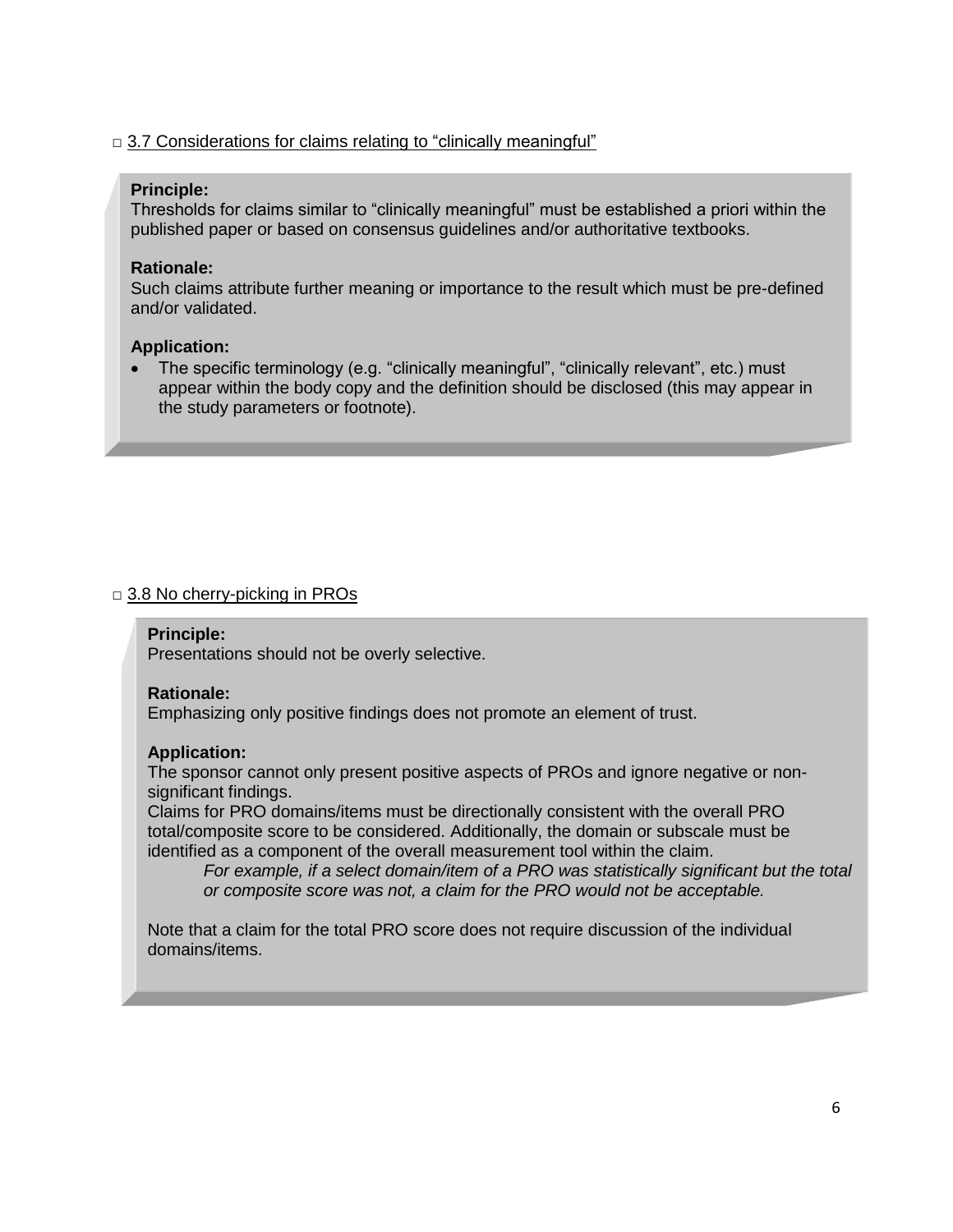□ 3.7 Considerations for claims relating to "clinically meaningful"

**Principle:**
Thresholds for claims similar to "clinically meaningful" must be established a priori within the published paper or based on consensus guidelines and/or authoritative textbooks.

**Rationale:**
Such claims attribute further meaning or importance to the result which must be pre-defined and/or validated.

**Application:**

- The specific terminology (e.g. "clinically meaningful", "clinically relevant", etc.) must appear within the body copy and the definition should be disclosed (this may appear in the study parameters or footnote).

□ 3.8 No cherry-picking in PROs

**Principle:**
Presentations should not be overly selective.

**Rationale:**
Emphasizing only positive findings does not promote an element of trust.

**Application:**
The sponsor cannot only present positive aspects of PROs and ignore negative or non-significant findings.
Claims for PRO domains/items must be directionally consistent with the overall PRO total/composite score to be considered. Additionally, the domain or subscale must be identified as a component of the overall measurement tool within the claim.

> *For example, if a select domain/item of a PRO was statistically significant but the total or composite score was not, a claim for the PRO would not be acceptable.*

Note that a claim for the total PRO score does not require discussion of the individual domains/items.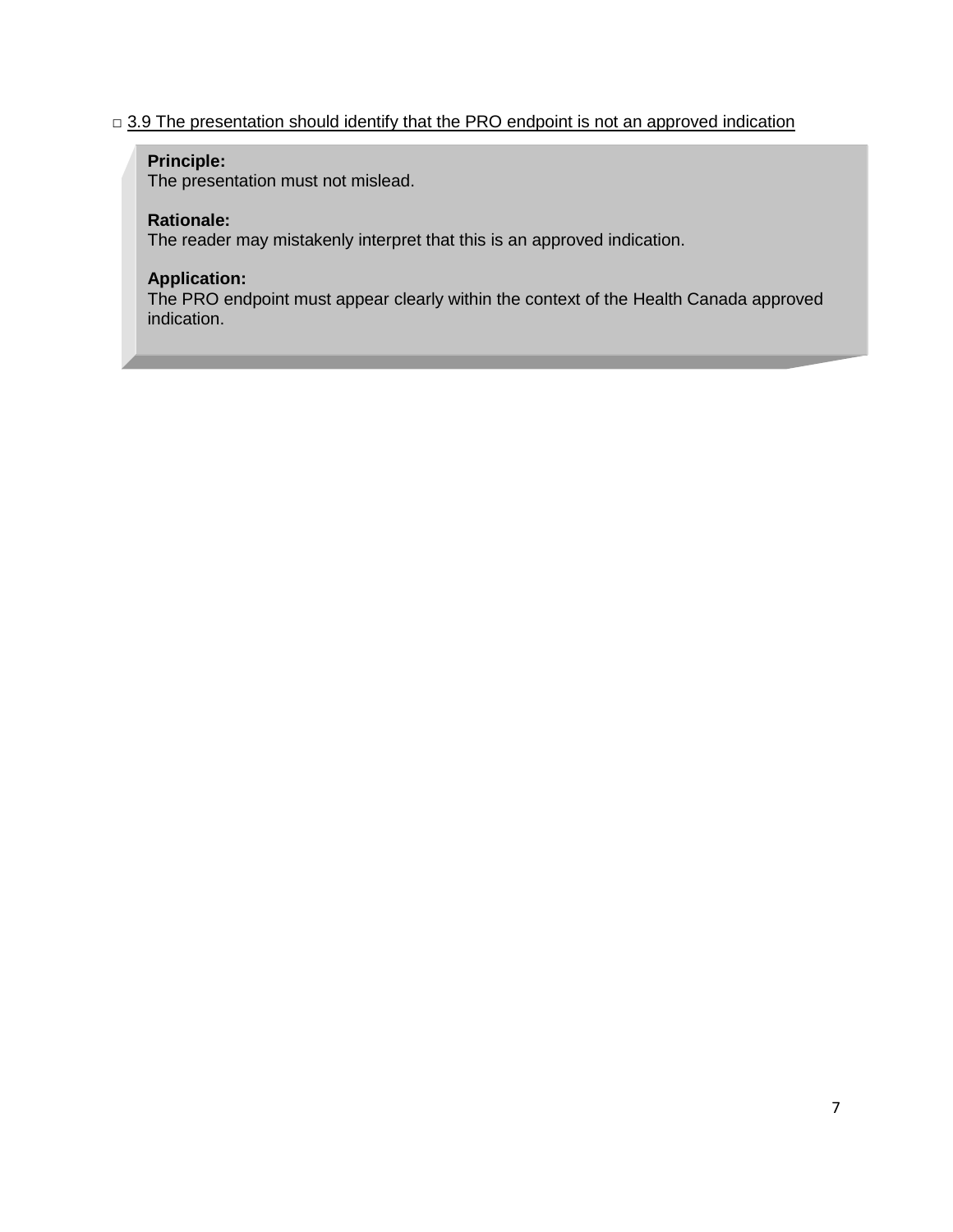□ <u>3.9 The presentation should identify that the PRO endpoint is not an approved indication</u>

**Principle:**
The presentation must not mislead.

**Rationale:**
The reader may mistakenly interpret that this is an approved indication.

**Application:**
The PRO endpoint must appear clearly within the context of the Health Canada approved indication.